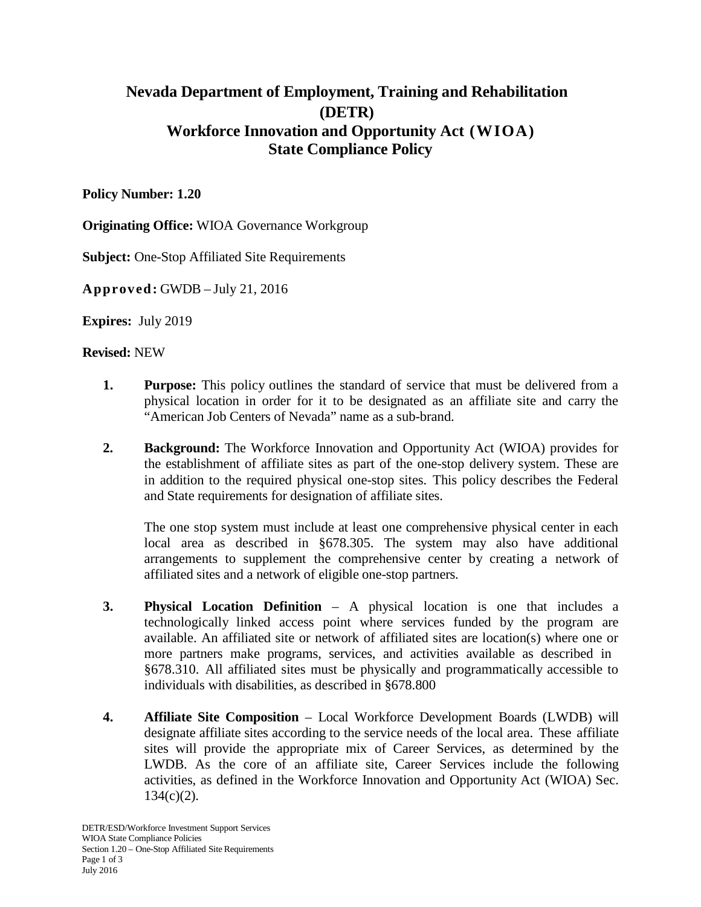# Nevada Department of Employment, Training and Rehabilitation (DETR)
# Workforce Innovation and Opportunity Act (WIOA) State Compliance Policy

**Policy Number: 1.20**

**Originating Office:** WIOA Governance Workgroup

**Subject:** One-Stop Affiliated Site Requirements

**Approved:** GWDB – July 21, 2016

**Expires:** July 2019

**Revised:** NEW

1. **Purpose:** This policy outlines the standard of service that must be delivered from a physical location in order for it to be designated as an affiliate site and carry the "American Job Centers of Nevada" name as a sub-brand.

2. **Background:** The Workforce Innovation and Opportunity Act (WIOA) provides for the establishment of affiliate sites as part of the one-stop delivery system. These are in addition to the required physical one-stop sites. This policy describes the Federal and State requirements for designation of affiliate sites.

   The one stop system must include at least one comprehensive physical center in each local area as described in §678.305. The system may also have additional arrangements to supplement the comprehensive center by creating a network of affiliated sites and a network of eligible one-stop partners.

3. **Physical Location Definition** – A physical location is one that includes a technologically linked access point where services funded by the program are available. An affiliated site or network of affiliated sites are location(s) where one or more partners make programs, services, and activities available as described in §678.310. All affiliated sites must be physically and programmatically accessible to individuals with disabilities, as described in §678.800

4. **Affiliate Site Composition** – Local Workforce Development Boards (LWDB) will designate affiliate sites according to the service needs of the local area. These affiliate sites will provide the appropriate mix of Career Services, as determined by the LWDB. As the core of an affiliate site, Career Services include the following activities, as defined in the Workforce Innovation and Opportunity Act (WIOA) Sec. 134(c)(2).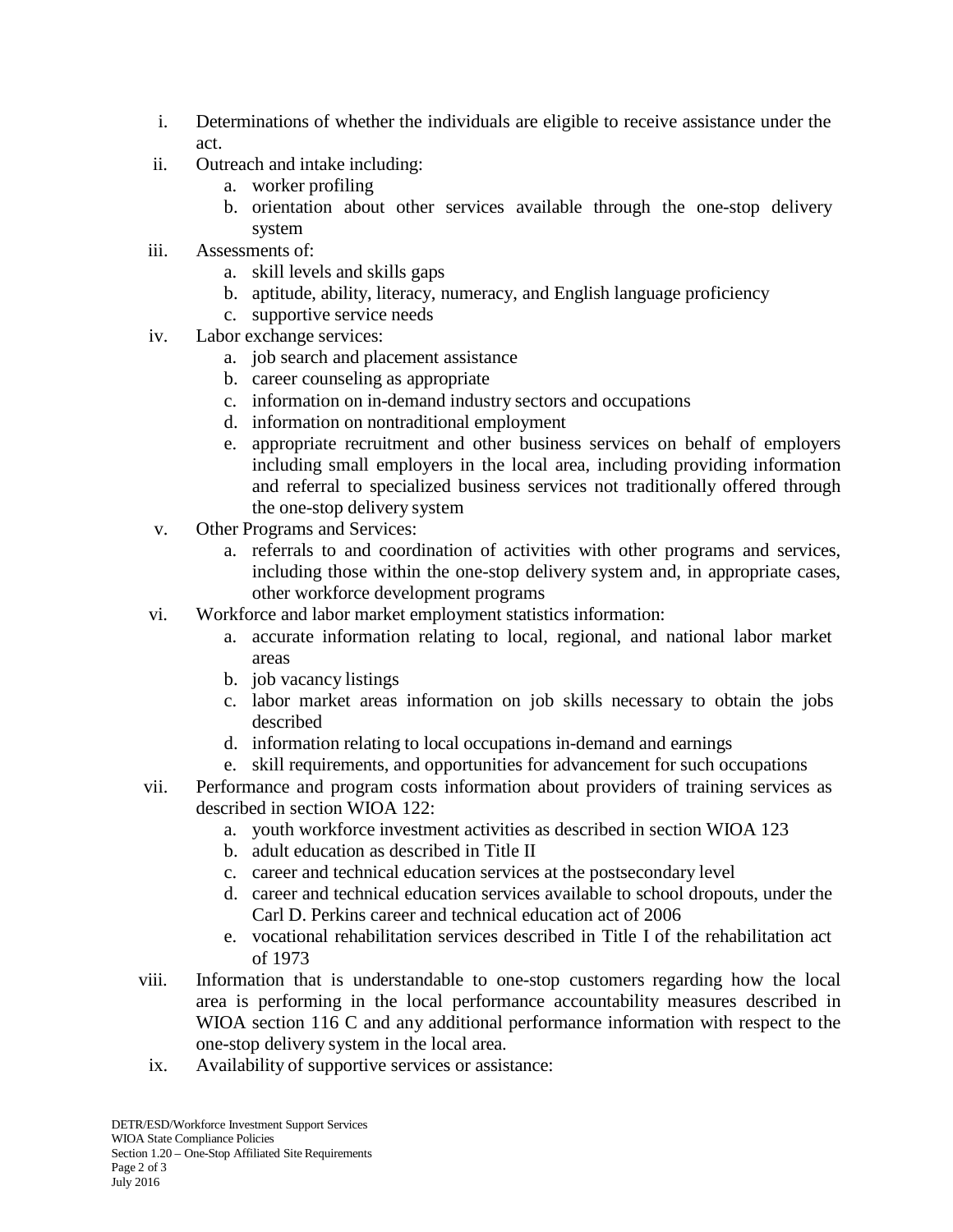i. Determinations of whether the individuals are eligible to receive assistance under the act.

ii. Outreach and intake including:
   a. worker profiling
   b. orientation about other services available through the one-stop delivery system

iii. Assessments of:
   a. skill levels and skills gaps
   b. aptitude, ability, literacy, numeracy, and English language proficiency
   c. supportive service needs

iv. Labor exchange services:
   a. job search and placement assistance
   b. career counseling as appropriate
   c. information on in-demand industry sectors and occupations
   d. information on nontraditional employment
   e. appropriate recruitment and other business services on behalf of employers including small employers in the local area, including providing information and referral to specialized business services not traditionally offered through the one-stop delivery system

v. Other Programs and Services:
   a. referrals to and coordination of activities with other programs and services, including those within the one-stop delivery system and, in appropriate cases, other workforce development programs

vi. Workforce and labor market employment statistics information:
   a. accurate information relating to local, regional, and national labor market areas
   b. job vacancy listings
   c. labor market areas information on job skills necessary to obtain the jobs described
   d. information relating to local occupations in-demand and earnings
   e. skill requirements, and opportunities for advancement for such occupations

vii. Performance and program costs information about providers of training services as described in section WIOA 122:
   a. youth workforce investment activities as described in section WIOA 123
   b. adult education as described in Title II
   c. career and technical education services at the postsecondary level
   d. career and technical education services available to school dropouts, under the Carl D. Perkins career and technical education act of 2006
   e. vocational rehabilitation services described in Title I of the rehabilitation act of 1973

viii. Information that is understandable to one-stop customers regarding how the local area is performing in the local performance accountability measures described in WIOA section 116 C and any additional performance information with respect to the one-stop delivery system in the local area.

ix. Availability of supportive services or assistance: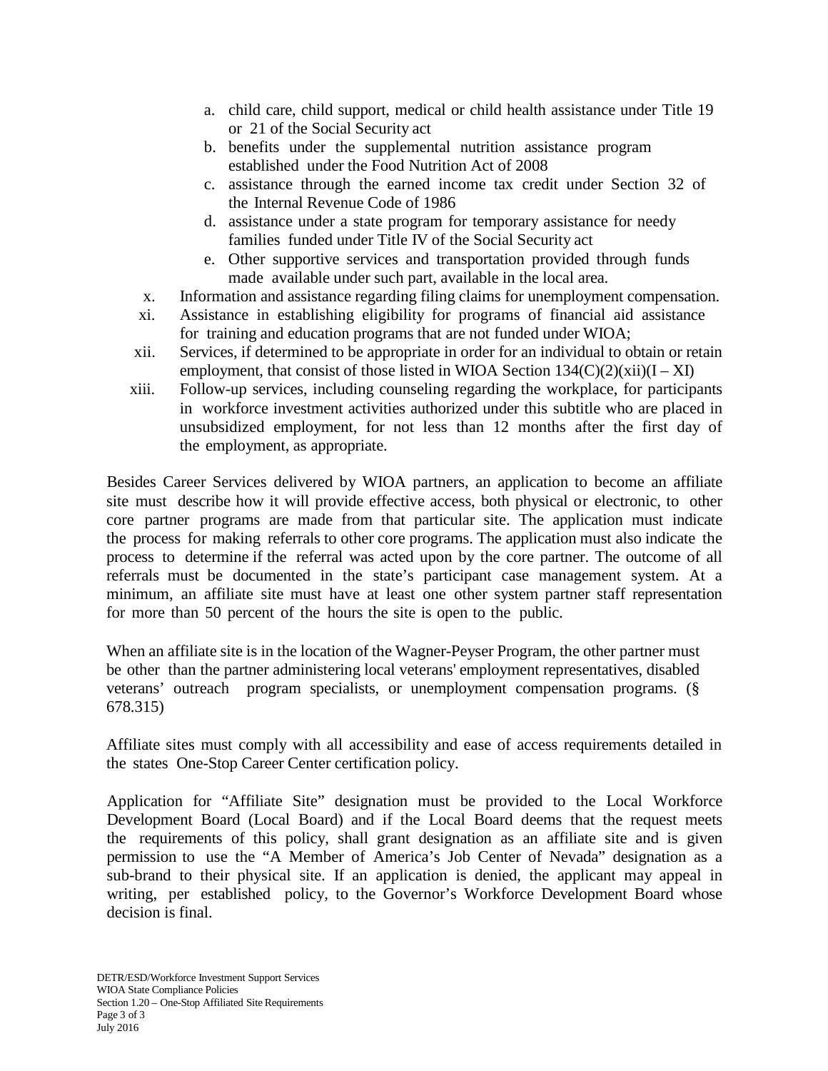a. child care, child support, medical or child health assistance under Title 19 or 21 of the Social Security act
b. benefits under the supplemental nutrition assistance program established under the Food Nutrition Act of 2008
c. assistance through the earned income tax credit under Section 32 of the Internal Revenue Code of 1986
d. assistance under a state program for temporary assistance for needy families funded under Title IV of the Social Security act
e. Other supportive services and transportation provided through funds made available under such part, available in the local area.

x. Information and assistance regarding filing claims for unemployment compensation.
xi. Assistance in establishing eligibility for programs of financial aid assistance for training and education programs that are not funded under WIOA;
xii. Services, if determined to be appropriate in order for an individual to obtain or retain employment, that consist of those listed in WIOA Section 134(C)(2)(xii)(I – XI)
xiii. Follow-up services, including counseling regarding the workplace, for participants in workforce investment activities authorized under this subtitle who are placed in unsubsidized employment, for not less than 12 months after the first day of the employment, as appropriate.

Besides Career Services delivered by WIOA partners, an application to become an affiliate site must describe how it will provide effective access, both physical or electronic, to other core partner programs are made from that particular site. The application must indicate the process for making referrals to other core programs. The application must also indicate the process to determine if the referral was acted upon by the core partner. The outcome of all referrals must be documented in the state's participant case management system. At a minimum, an affiliate site must have at least one other system partner staff representation for more than 50 percent of the hours the site is open to the public.

When an affiliate site is in the location of the Wagner-Peyser Program, the other partner must be other than the partner administering local veterans' employment representatives, disabled veterans' outreach program specialists, or unemployment compensation programs. (§ 678.315)

Affiliate sites must comply with all accessibility and ease of access requirements detailed in the states One-Stop Career Center certification policy.

Application for "Affiliate Site" designation must be provided to the Local Workforce Development Board (Local Board) and if the Local Board deems that the request meets the requirements of this policy, shall grant designation as an affiliate site and is given permission to use the "A Member of America's Job Center of Nevada" designation as a sub-brand to their physical site. If an application is denied, the applicant may appeal in writing, per established policy, to the Governor's Workforce Development Board whose decision is final.